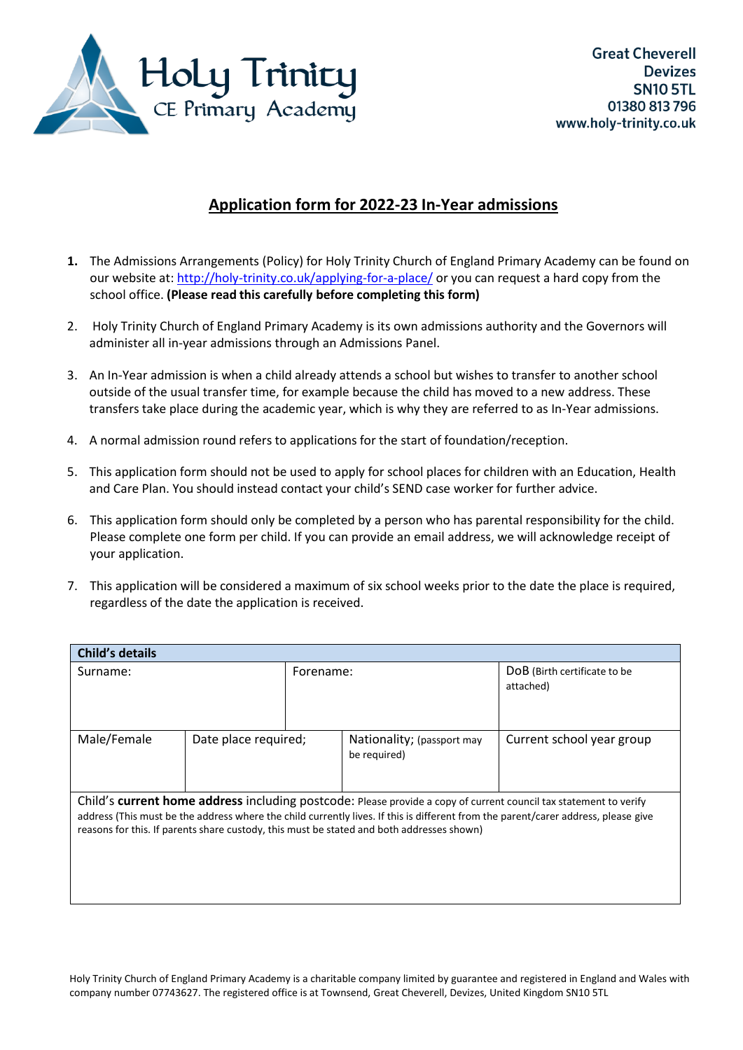Holy Trinity CE Primary Academy

Great Cheverell
Devizes
SN10 5TL
01380 813 796
www.holy-trinity.co.uk

# Application form for 2022-23 In-Year admissions

1. The Admissions Arrangements (Policy) for Holy Trinity Church of England Primary Academy can be found on our website at: http://holy-trinity.co.uk/applying-for-a-place/ or you can request a hard copy from the school office. **(Please read this carefully before completing this form)**
2. Holy Trinity Church of England Primary Academy is its own admissions authority and the Governors will administer all in-year admissions through an Admissions Panel.
3. An In-Year admission is when a child already attends a school but wishes to transfer to another school outside of the usual transfer time, for example because the child has moved to a new address. These transfers take place during the academic year, which is why they are referred to as In-Year admissions.
4. A normal admission round refers to applications for the start of foundation/reception.
5. This application form should not be used to apply for school places for children with an Education, Health and Care Plan. You should instead contact your child's SEND case worker for further advice.
6. This application form should only be completed by a person who has parental responsibility for the child. Please complete one form per child. If you can provide an email address, we will acknowledge receipt of your application.
7. This application will be considered a maximum of six school weeks prior to the date the place is required, regardless of the date the application is received.

| **Child's details** | | | |
|---|---|---|---|
| Surname: | Forename: | | DoB (Birth certificate to be attached) |
| Male/Female | Date place required; | Nationality; (passport may be required) | Current school year group |
| Child's **current home address** including postcode: Please provide a copy of current council tax statement to verify address (This must be the address where the child currently lives. If this is different from the parent/carer address, please give reasons for this. If parents share custody, this must be stated and both addresses shown) | | | |

Holy Trinity Church of England Primary Academy is a charitable company limited by guarantee and registered in England and Wales with company number 07743627. The registered office is at Townsend, Great Cheverell, Devizes, United Kingdom SN10 5TL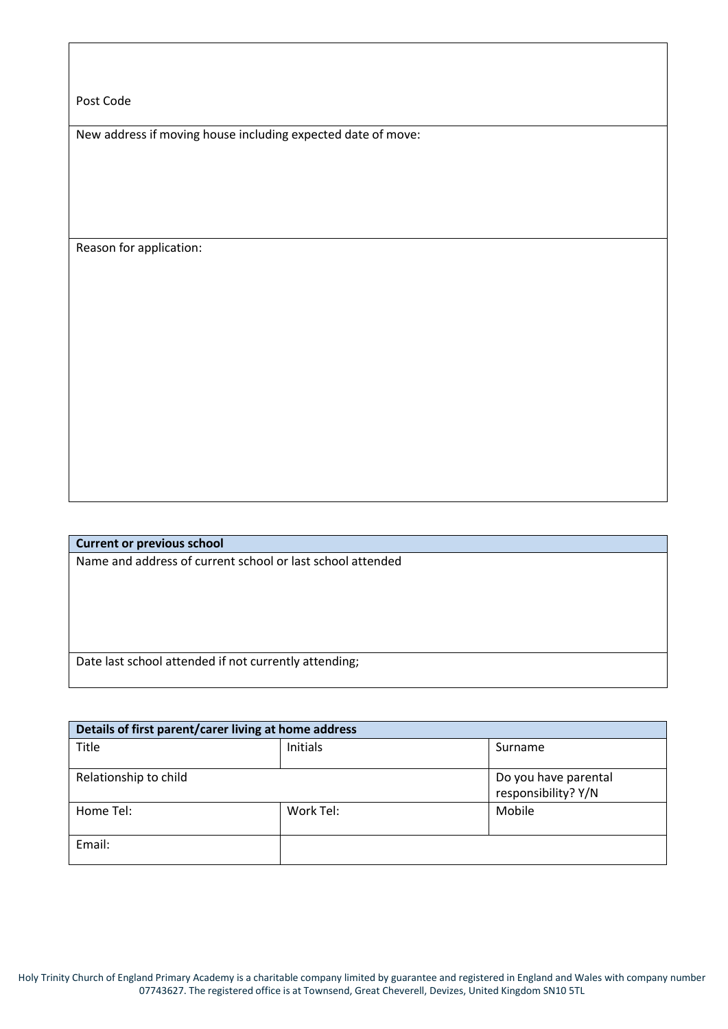| Post Code |
|---|
| New address if moving house including expected date of move: |
| Reason for application: |

| **Current or previous school** |
|---|
| Name and address of current school or last school attended |
| Date last school attended if not currently attending; |

| **Details of first parent/carer living at home address** | | |
|---|---|---|
| Title | Initials | Surname |
| Relationship to child | | Do you have parental responsibility? Y/N |
| Home Tel: | Work Tel: | Mobile |
| Email: | | |

Holy Trinity Church of England Primary Academy is a charitable company limited by guarantee and registered in England and Wales with company number 07743627. The registered office is at Townsend, Great Cheverell, Devizes, United Kingdom SN10 5TL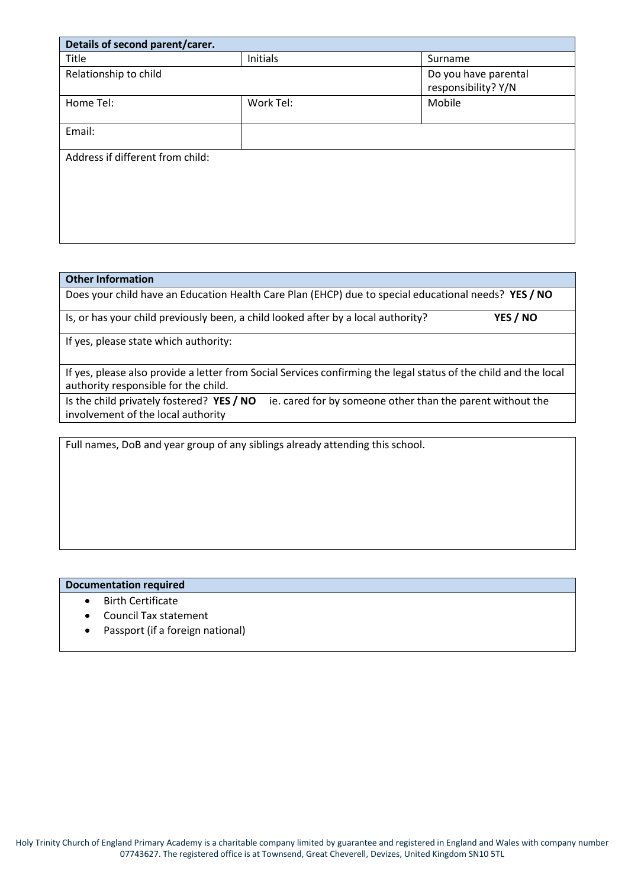| Details of second parent/carer. | | |
|---|---|---|
| Title | Initials | Surname |
| Relationship to child | | Do you have parental responsibility? Y/N |
| Home Tel: | Work Tel: | Mobile |
| Email: | | |
| Address if different from child: | | |

| Other Information |
|---|
| Does your child have an Education Health Care Plan (EHCP) due to special educational needs? **YES / NO** |
| Is, or has your child previously been, a child looked after by a local authority? **YES / NO** |
| If yes, please state which authority: |
| If yes, please also provide a letter from Social Services confirming the legal status of the child and the local authority responsible for the child. |
| Is the child privately fostered? **YES / NO** ie. cared for by someone other than the parent without the involvement of the local authority |

| Full names, DoB and year group of any siblings already attending this school. |
|---|
| |

| Documentation required |
|---|
| • Birth Certificate<br>• Council Tax statement<br>• Passport (if a foreign national) |

Holy Trinity Church of England Primary Academy is a charitable company limited by guarantee and registered in England and Wales with company number 07743627. The registered office is at Townsend, Great Cheverell, Devizes, United Kingdom SN10 5TL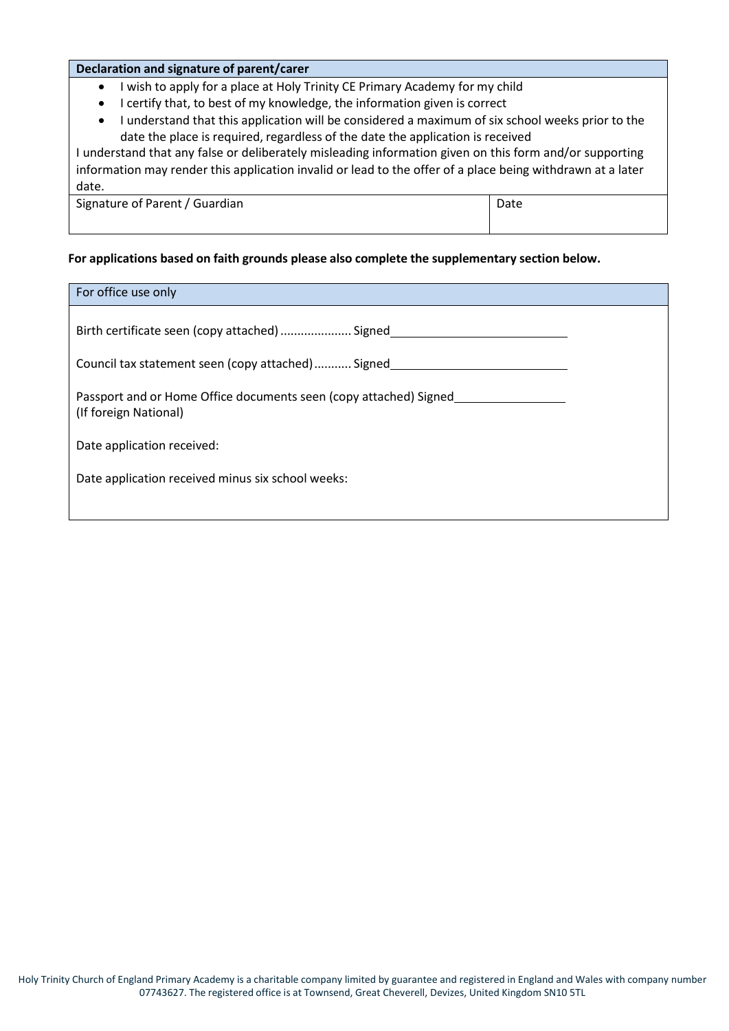| Declaration and signature of parent/carer | |
|---|---|
| • I wish to apply for a place at Holy Trinity CE Primary Academy for my child<br>• I certify that, to best of my knowledge, the information given is correct<br>• I understand that this application will be considered a maximum of six school weeks prior to the date the place is required, regardless of the date the application is received<br>I understand that any false or deliberately misleading information given on this form and/or supporting information may render this application invalid or lead to the offer of a place being withdrawn at a later date. | |
| Signature of Parent / Guardian | Date |

**For applications based on faith grounds please also complete the supplementary section below.**

| For office use only |
|---|
| Birth certificate seen (copy attached) ..................... Signed ____________________ |
| Council tax statement seen (copy attached) ........... Signed ____________________ |
| Passport and or Home Office documents seen (copy attached) Signed ______________ (If foreign National) |
| Date application received: |
| Date application received minus six school weeks: |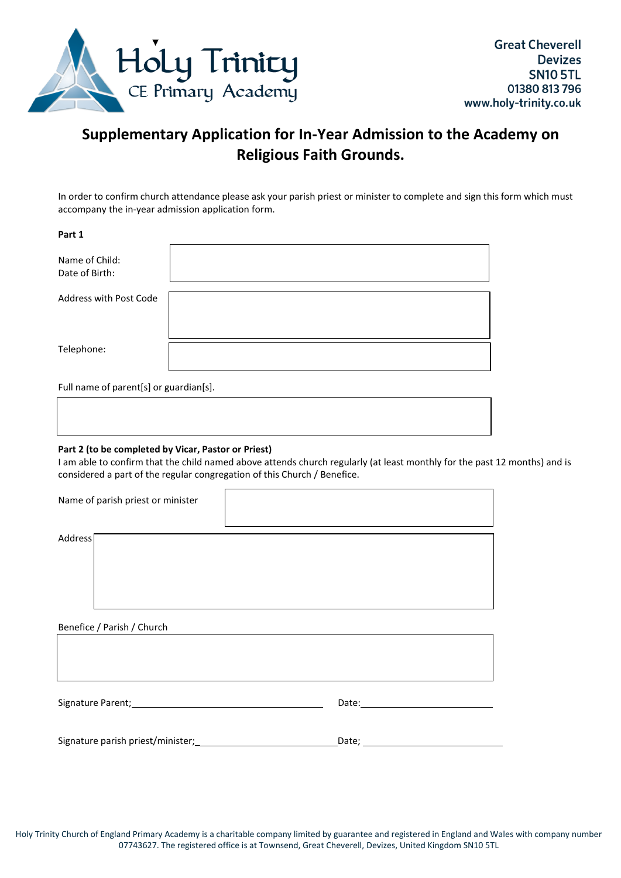Holy Trinity CE Primary Academy

Great Cheverell
Devizes
SN10 5TL
01380 813 796
www.holy-trinity.co.uk

# Supplementary Application for In-Year Admission to the Academy on Religious Faith Grounds.

In order to confirm church attendance please ask your parish priest or minister to complete and sign this form which must accompany the in-year admission application form.

**Part 1**

| | |
|---|---|
| Name of Child:<br>Date of Birth: | |
| Address with Post Code | |
| Telephone: | |

Full name of parent[s] or guardian[s].

| |
|---|
| |

**Part 2 (to be completed by Vicar, Pastor or Priest)**

I am able to confirm that the child named above attends church regularly (at least monthly for the past 12 months) and is considered a part of the regular congregation of this Church / Benefice.

| | |
|---|---|
| Name of parish priest or minister | |
| Address | |

Benefice / Parish / Church

| |
|---|
| |

Signature Parent; \_\_\_\_\_\_\_\_\_\_\_\_\_\_\_\_\_\_\_\_\_\_\_\_\_\_\_\_\_\_ Date: \_\_\_\_\_\_\_\_\_\_\_\_\_\_\_\_\_\_\_\_

Signature parish priest/minister; \_\_\_\_\_\_\_\_\_\_\_\_\_\_\_\_\_\_\_\_\_\_\_\_ Date; \_\_\_\_\_\_\_\_\_\_\_\_\_\_\_\_\_\_\_\_

Holy Trinity Church of England Primary Academy is a charitable company limited by guarantee and registered in England and Wales with company number 07743627. The registered office is at Townsend, Great Cheverell, Devizes, United Kingdom SN10 5TL